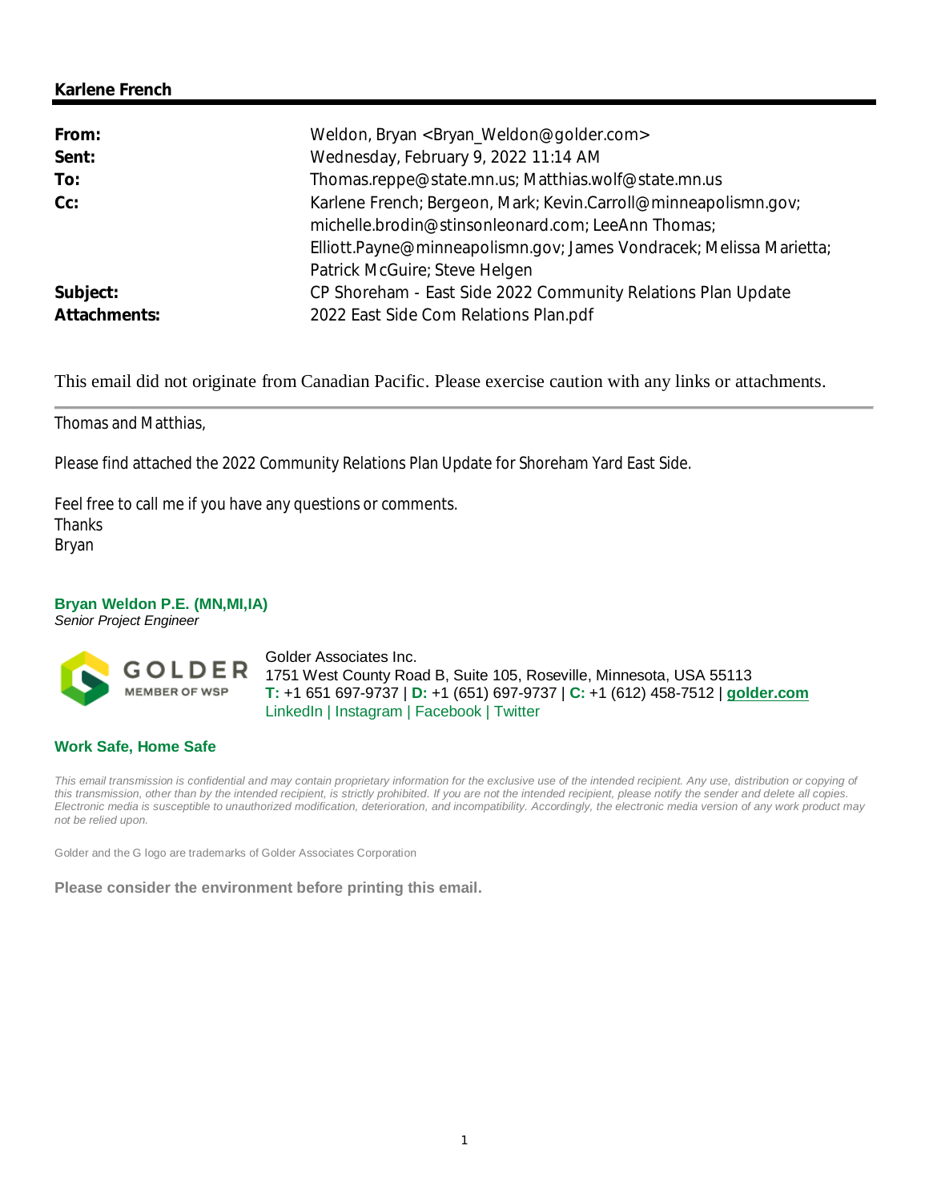**Karlene French**

---

| | |
|---|---|
| **From:** | Weldon, Bryan <Bryan_Weldon@golder.com> |
| **Sent:** | Wednesday, February 9, 2022 11:14 AM |
| **To:** | Thomas.reppe@state.mn.us; Matthias.wolf@state.mn.us |
| **Cc:** | Karlene French; Bergeon, Mark; Kevin.Carroll@minneapolismn.gov; michelle.brodin@stinsonleonard.com; LeeAnn Thomas; Elliott.Payne@minneapolismn.gov; James Vondracek; Melissa Marietta; Patrick McGuire; Steve Helgen |
| **Subject:** | CP Shoreham - East Side 2022 Community Relations Plan Update |
| **Attachments:** | 2022 East Side Com Relations Plan.pdf |

This email did not originate from Canadian Pacific. Please exercise caution with any links or attachments.

---

Thomas and Matthias,

Please find attached the 2022 Community Relations Plan Update for Shoreham Yard East Side.

Feel free to call me if you have any questions or comments.
Thanks
Bryan

**Bryan Weldon P.E. (MN,MI,IA)**
*Senior Project Engineer*

GOLDER
MEMBER OF WSP

Golder Associates Inc.
1751 West County Road B, Suite 105, Roseville, Minnesota, USA 55113
**T:** +1 651 697-9737 | **D:** +1 (651) 697-9737 | **C:** +1 (612) 458-7512 | **golder.com**
LinkedIn | Instagram | Facebook | Twitter

**Work Safe, Home Safe**

*This email transmission is confidential and may contain proprietary information for the exclusive use of the intended recipient. Any use, distribution or copying of this transmission, other than by the intended recipient, is strictly prohibited. If you are not the intended recipient, please notify the sender and delete all copies. Electronic media is susceptible to unauthorized modification, deterioration, and incompatibility. Accordingly, the electronic media version of any work product may not be relied upon.*

Golder and the G logo are trademarks of Golder Associates Corporation

**Please consider the environment before printing this email.**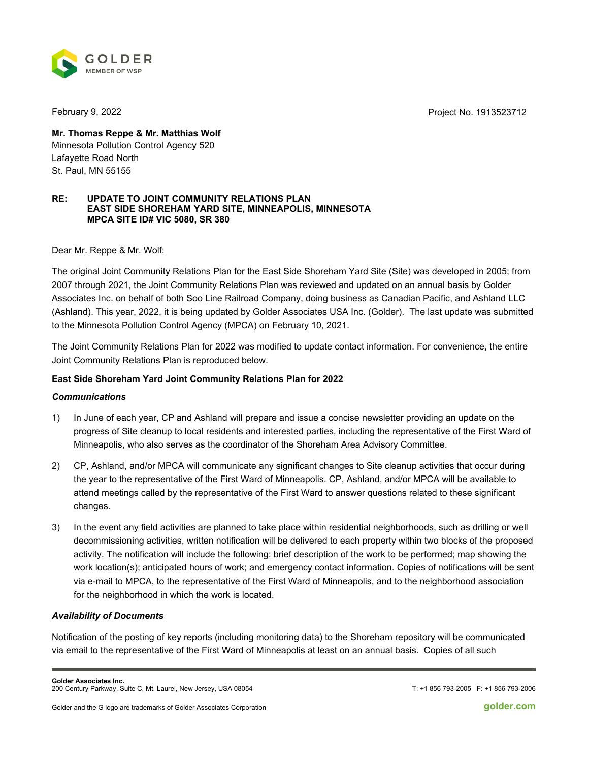February 9, 2022

Project No. 1913523712

**Mr. Thomas Reppe & Mr. Matthias Wolf**
Minnesota Pollution Control Agency 520
Lafayette Road North
St. Paul, MN 55155

**RE: UPDATE TO JOINT COMMUNITY RELATIONS PLAN**
**EAST SIDE SHOREHAM YARD SITE, MINNEAPOLIS, MINNESOTA**
**MPCA SITE ID# VIC 5080, SR 380**

Dear Mr. Reppe & Mr. Wolf:

The original Joint Community Relations Plan for the East Side Shoreham Yard Site (Site) was developed in 2005; from 2007 through 2021, the Joint Community Relations Plan was reviewed and updated on an annual basis by Golder Associates Inc. on behalf of both Soo Line Railroad Company, doing business as Canadian Pacific, and Ashland LLC (Ashland). This year, 2022, it is being updated by Golder Associates USA Inc. (Golder). The last update was submitted to the Minnesota Pollution Control Agency (MPCA) on February 10, 2021.

The Joint Community Relations Plan for 2022 was modified to update contact information. For convenience, the entire Joint Community Relations Plan is reproduced below.

**East Side Shoreham Yard Joint Community Relations Plan for 2022**

***Communications***

1) In June of each year, CP and Ashland will prepare and issue a concise newsletter providing an update on the progress of Site cleanup to local residents and interested parties, including the representative of the First Ward of Minneapolis, who also serves as the coordinator of the Shoreham Area Advisory Committee.

2) CP, Ashland, and/or MPCA will communicate any significant changes to Site cleanup activities that occur during the year to the representative of the First Ward of Minneapolis. CP, Ashland, and/or MPCA will be available to attend meetings called by the representative of the First Ward to answer questions related to these significant changes.

3) In the event any field activities are planned to take place within residential neighborhoods, such as drilling or well decommissioning activities, written notification will be delivered to each property within two blocks of the proposed activity. The notification will include the following: brief description of the work to be performed; map showing the work location(s); anticipated hours of work; and emergency contact information. Copies of notifications will be sent via e-mail to MPCA, to the representative of the First Ward of Minneapolis, and to the neighborhood association for the neighborhood in which the work is located.

***Availability of Documents***

Notification of the posting of key reports (including monitoring data) to the Shoreham repository will be communicated via email to the representative of the First Ward of Minneapolis at least on an annual basis. Copies of all such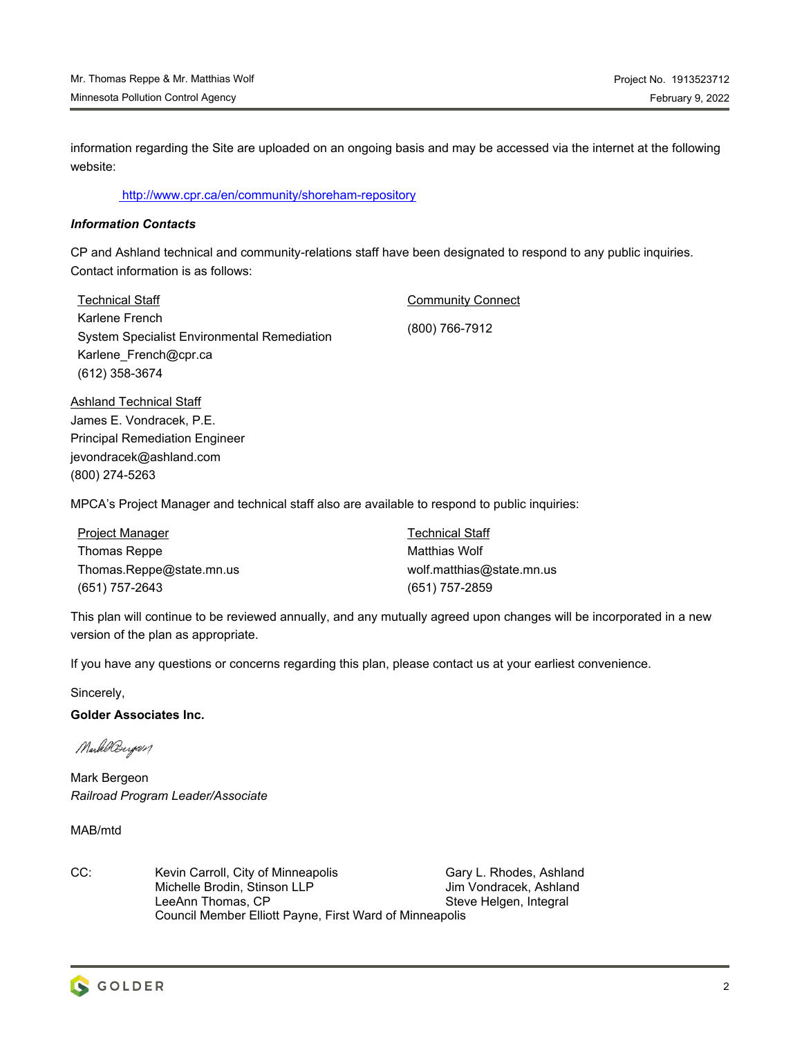information regarding the Site are uploaded on an ongoing basis and may be accessed via the internet at the following website:

http://www.cpr.ca/en/community/shoreham-repository

***Information Contacts***

CP and Ashland technical and community-relations staff have been designated to respond to any public inquiries. Contact information is as follows:

Technical Staff
Karlene French
System Specialist Environmental Remediation
Karlene_French@cpr.ca
(612) 358-3674

Community Connect
(800) 766-7912

Ashland Technical Staff
James E. Vondracek, P.E.
Principal Remediation Engineer
jevondracek@ashland.com
(800) 274-5263

MPCA's Project Manager and technical staff also are available to respond to public inquiries:

Project Manager
Thomas Reppe
Thomas.Reppe@state.mn.us
(651) 757-2643

Technical Staff
Matthias Wolf
wolf.matthias@state.mn.us
(651) 757-2859

This plan will continue to be reviewed annually, and any mutually agreed upon changes will be incorporated in a new version of the plan as appropriate.

If you have any questions or concerns regarding this plan, please contact us at your earliest convenience.

Sincerely,

**Golder Associates Inc.**

Mark Bergeon
*Railroad Program Leader/Associate*

MAB/mtd

CC: Kevin Carroll, City of Minneapolis
Michelle Brodin, Stinson LLP
LeeAnn Thomas, CP
Council Member Elliott Payne, First Ward of Minneapolis
Gary L. Rhodes, Ashland
Jim Vondracek, Ashland
Steve Helgen, Integral